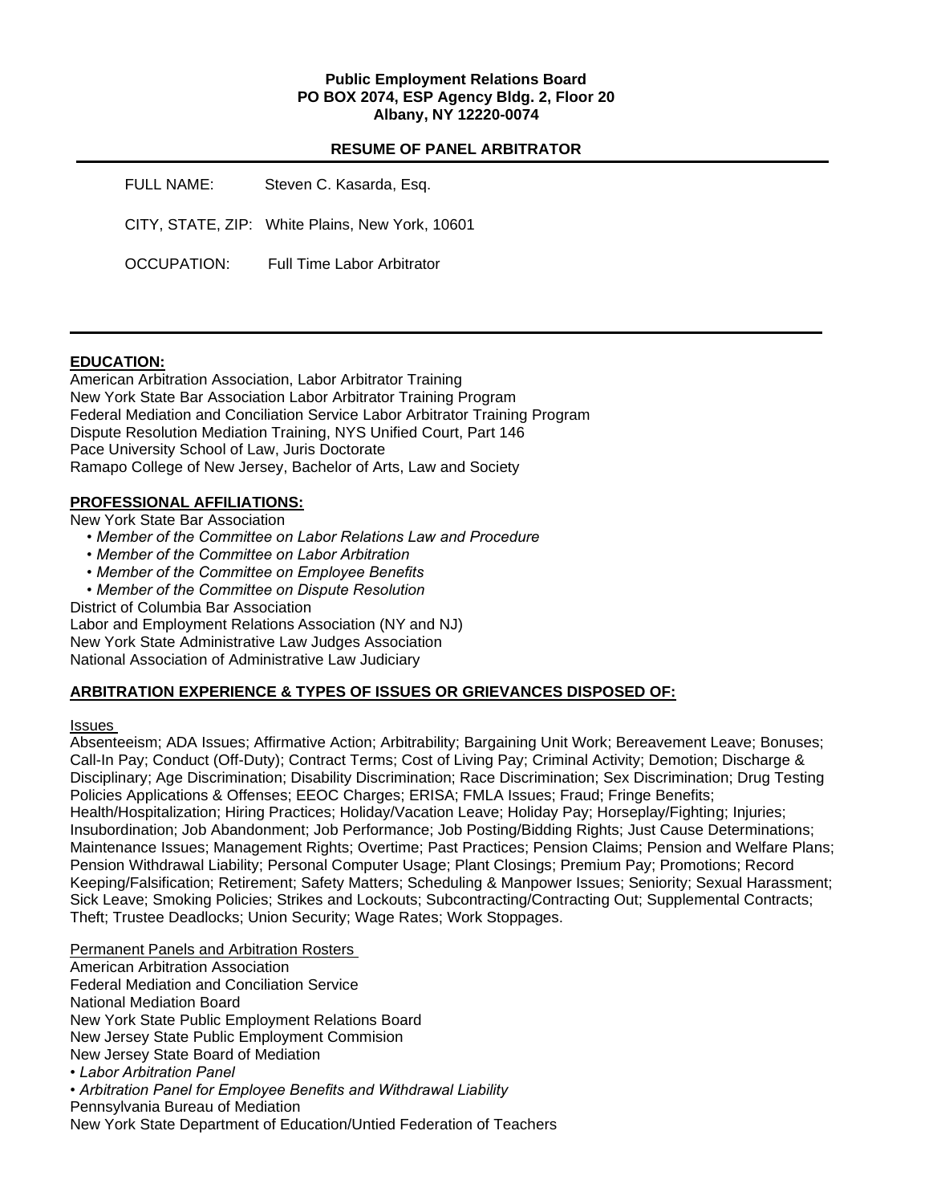**Public Employment Relations Board**
**PO BOX 2074, ESP Agency Bldg. 2, Floor 20**
**Albany, NY 12220-0074**

**RESUME OF PANEL ARBITRATOR**

FULL NAME: Steven C. Kasarda, Esq.

CITY, STATE, ZIP: White Plains, New York, 10601

OCCUPATION: Full Time Labor Arbitrator

---

**EDUCATION:**

American Arbitration Association, Labor Arbitrator Training
New York State Bar Association Labor Arbitrator Training Program
Federal Mediation and Conciliation Service Labor Arbitrator Training Program
Dispute Resolution Mediation Training, NYS Unified Court, Part 146
Pace University School of Law, Juris Doctorate
Ramapo College of New Jersey, Bachelor of Arts, Law and Society

**PROFESSIONAL AFFILIATIONS:**

New York State Bar Association

- *Member of the Committee on Labor Relations Law and Procedure*
- *Member of the Committee on Labor Arbitration*
- *Member of the Committee on Employee Benefits*
- *Member of the Committee on Dispute Resolution*

District of Columbia Bar Association
Labor and Employment Relations Association (NY and NJ)
New York State Administrative Law Judges Association
National Association of Administrative Law Judiciary

**ARBITRATION EXPERIENCE & TYPES OF ISSUES OR GRIEVANCES DISPOSED OF:**

Issues

Absenteeism; ADA Issues; Affirmative Action; Arbitrability; Bargaining Unit Work; Bereavement Leave; Bonuses; Call-In Pay; Conduct (Off-Duty); Contract Terms; Cost of Living Pay; Criminal Activity; Demotion; Discharge & Disciplinary; Age Discrimination; Disability Discrimination; Race Discrimination; Sex Discrimination; Drug Testing Policies Applications & Offenses; EEOC Charges; ERISA; FMLA Issues; Fraud; Fringe Benefits; Health/Hospitalization; Hiring Practices; Holiday/Vacation Leave; Holiday Pay; Horseplay/Fighting; Injuries; Insubordination; Job Abandonment; Job Performance; Job Posting/Bidding Rights; Just Cause Determinations; Maintenance Issues; Management Rights; Overtime; Past Practices; Pension Claims; Pension and Welfare Plans; Pension Withdrawal Liability; Personal Computer Usage; Plant Closings; Premium Pay; Promotions; Record Keeping/Falsification; Retirement; Safety Matters; Scheduling & Manpower Issues; Seniority; Sexual Harassment; Sick Leave; Smoking Policies; Strikes and Lockouts; Subcontracting/Contracting Out; Supplemental Contracts; Theft; Trustee Deadlocks; Union Security; Wage Rates; Work Stoppages.

Permanent Panels and Arbitration Rosters

American Arbitration Association
Federal Mediation and Conciliation Service
National Mediation Board
New York State Public Employment Relations Board
New Jersey State Public Employment Commision
New Jersey State Board of Mediation

- *Labor Arbitration Panel*
- *Arbitration Panel for Employee Benefits and Withdrawal Liability*

Pennsylvania Bureau of Mediation
New York State Department of Education/Untied Federation of Teachers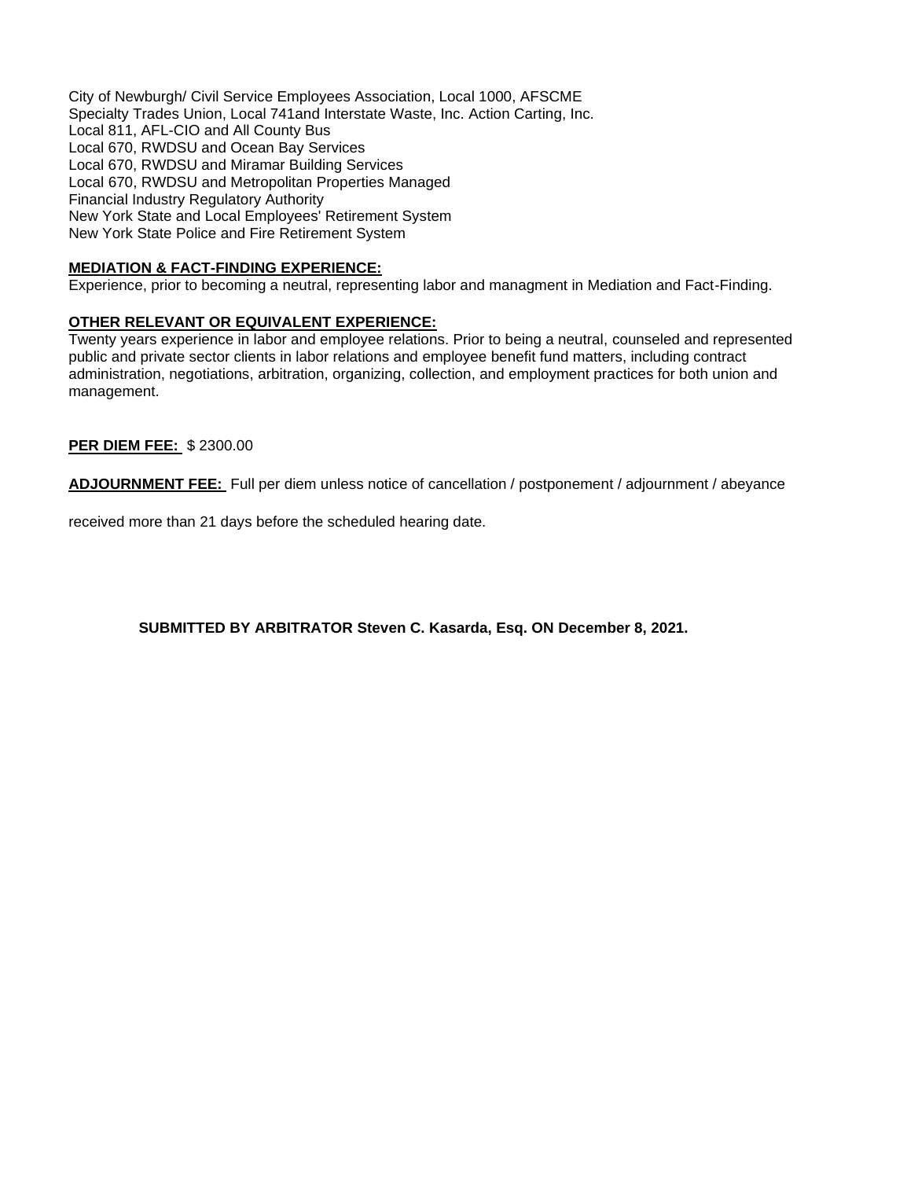City of Newburgh/ Civil Service Employees Association, Local 1000, AFSCME
Specialty Trades Union, Local 741and Interstate Waste, Inc. Action Carting, Inc.
Local 811, AFL-CIO and All County Bus
Local 670, RWDSU and Ocean Bay Services
Local 670, RWDSU and Miramar Building Services
Local 670, RWDSU and Metropolitan Properties Managed
Financial Industry Regulatory Authority
New York State and Local Employees' Retirement System
New York State Police and Fire Retirement System

**MEDIATION & FACT-FINDING EXPERIENCE:**
Experience, prior to becoming a neutral, representing labor and managment in Mediation and Fact-Finding.

**OTHER RELEVANT OR EQUIVALENT EXPERIENCE:**
Twenty years experience in labor and employee relations. Prior to being a neutral, counseled and represented public and private sector clients in labor relations and employee benefit fund matters, including contract administration, negotiations, arbitration, organizing, collection, and employment practices for both union and management.

**PER DIEM FEE:** $ 2300.00

**ADJOURNMENT FEE:** Full per diem unless notice of cancellation / postponement / adjournment / abeyance

received more than 21 days before the scheduled hearing date.

**SUBMITTED BY ARBITRATOR Steven C. Kasarda, Esq. ON December 8, 2021.**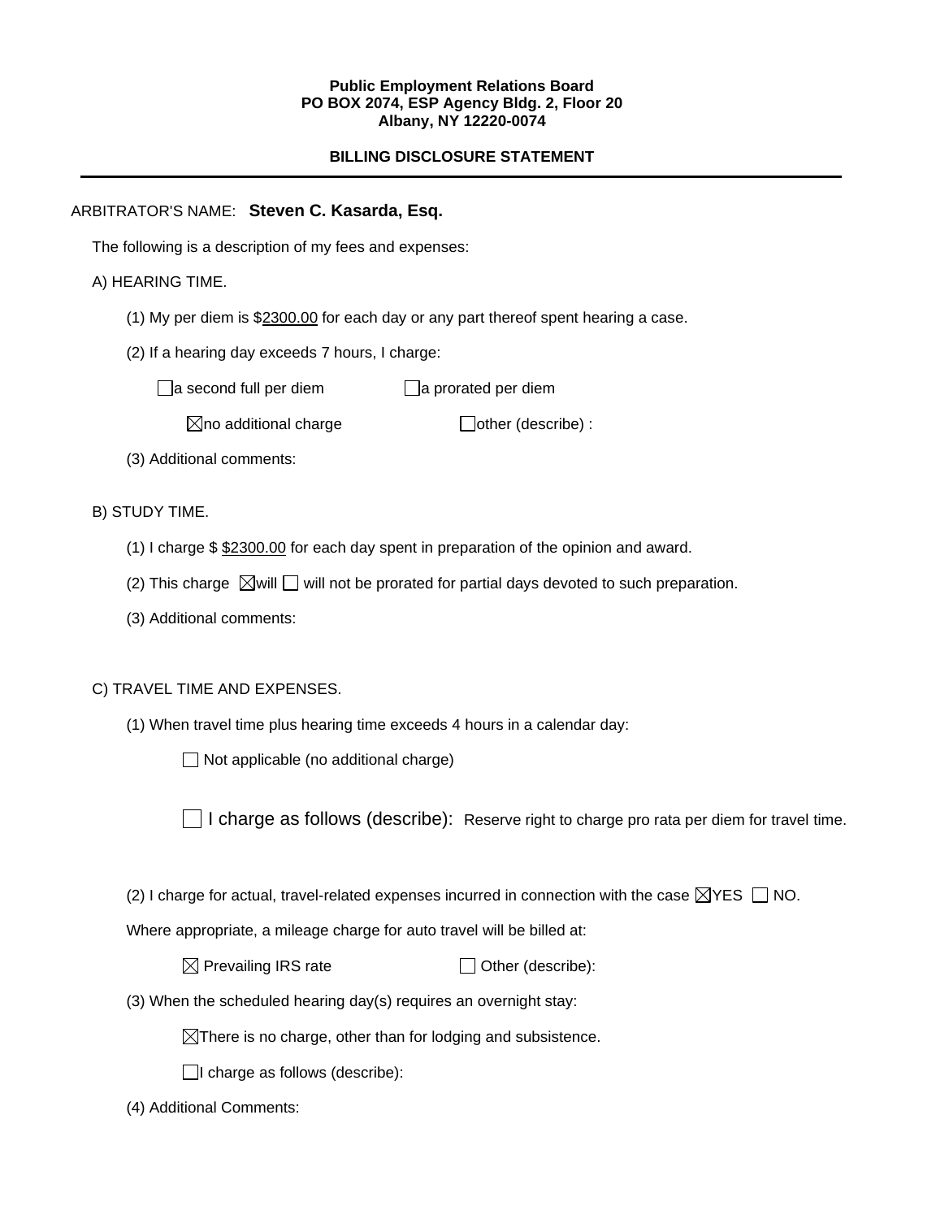**Public Employment Relations Board**
**PO BOX 2074, ESP Agency Bldg. 2, Floor 20**
**Albany, NY 12220-0074**

**BILLING DISCLOSURE STATEMENT**

---

ARBITRATOR'S NAME: **Steven C. Kasarda, Esq.**

The following is a description of my fees and expenses:

A) HEARING TIME.

(1) My per diem is $2300.00 for each day or any part thereof spent hearing a case.

(2) If a hearing day exceeds 7 hours, I charge:

☐ a second full per diem ☐ a prorated per diem

☒ no additional charge ☐ other (describe) :

(3) Additional comments:

B) STUDY TIME.

(1) I charge $ $2300.00 for each day spent in preparation of the opinion and award.

(2) This charge ☒ will ☐ will not be prorated for partial days devoted to such preparation.

(3) Additional comments:

C) TRAVEL TIME AND EXPENSES.

(1) When travel time plus hearing time exceeds 4 hours in a calendar day:

☐ Not applicable (no additional charge)

☐ I charge as follows (describe): Reserve right to charge pro rata per diem for travel time.

(2) I charge for actual, travel-related expenses incurred in connection with the case ☒ YES ☐ NO.

Where appropriate, a mileage charge for auto travel will be billed at:

☒ Prevailing IRS rate ☐ Other (describe):

(3) When the scheduled hearing day(s) requires an overnight stay:

☒ There is no charge, other than for lodging and subsistence.

☐ I charge as follows (describe):

(4) Additional Comments: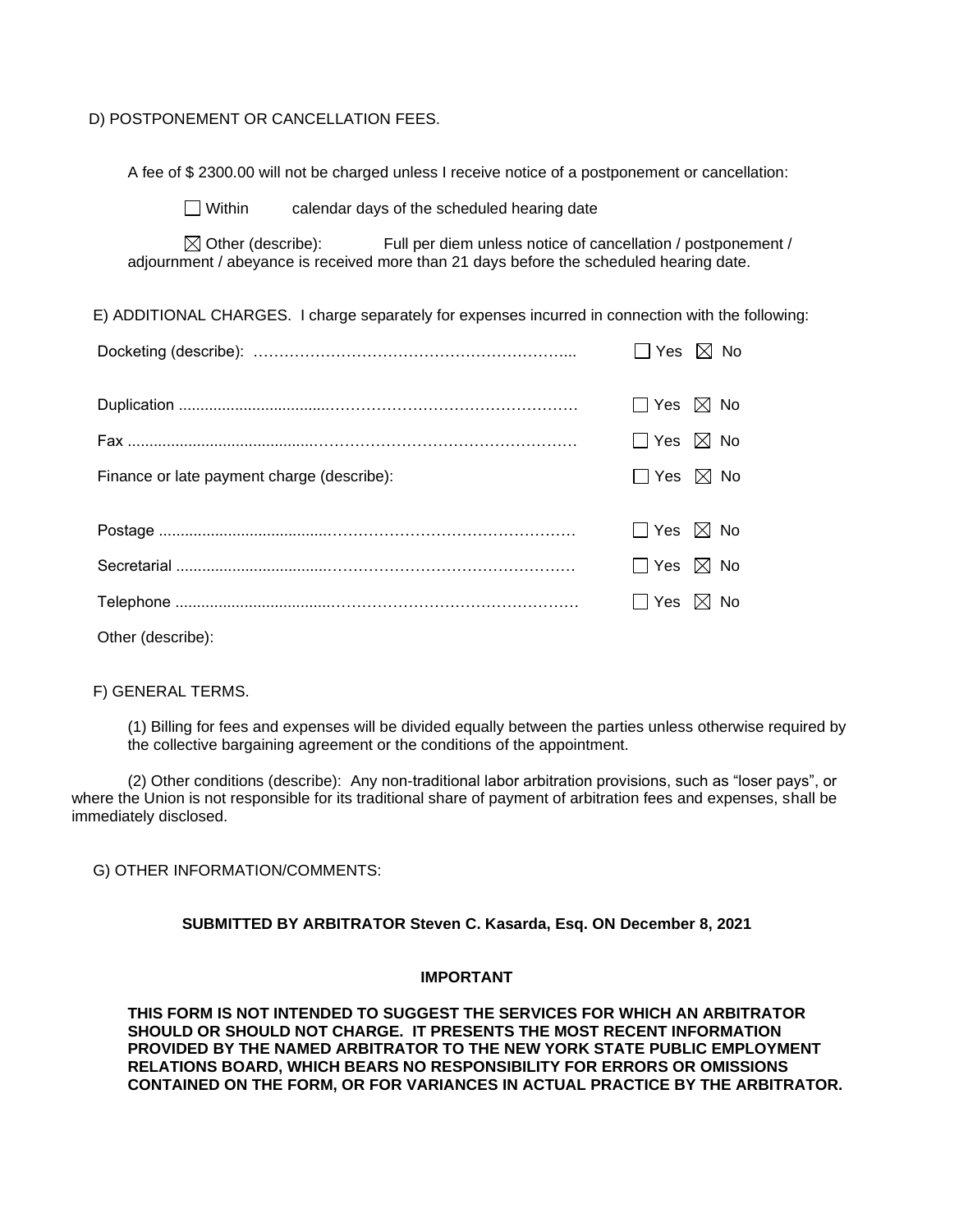D) POSTPONEMENT OR CANCELLATION FEES.

A fee of $ 2300.00 will not be charged unless I receive notice of a postponement or cancellation:

☐ Within calendar days of the scheduled hearing date

☒ Other (describe): Full per diem unless notice of cancellation / postponement / adjournment / abeyance is received more than 21 days before the scheduled hearing date.

E) ADDITIONAL CHARGES. I charge separately for expenses incurred in connection with the following:

| | |
|---|---|
| Docketing (describe): | ☐ Yes ☒ No |
| Duplication | ☐ Yes ☒ No |
| Fax | ☐ Yes ☒ No |
| Finance or late payment charge (describe): | ☐ Yes ☒ No |
| Postage | ☐ Yes ☒ No |
| Secretarial | ☐ Yes ☒ No |
| Telephone | ☐ Yes ☒ No |

Other (describe):

F) GENERAL TERMS.

(1) Billing for fees and expenses will be divided equally between the parties unless otherwise required by the collective bargaining agreement or the conditions of the appointment.

(2) Other conditions (describe): Any non-traditional labor arbitration provisions, such as "loser pays", or where the Union is not responsible for its traditional share of payment of arbitration fees and expenses, shall be immediately disclosed.

G) OTHER INFORMATION/COMMENTS:

**SUBMITTED BY ARBITRATOR Steven C. Kasarda, Esq. ON December 8, 2021**

**IMPORTANT**

**THIS FORM IS NOT INTENDED TO SUGGEST THE SERVICES FOR WHICH AN ARBITRATOR SHOULD OR SHOULD NOT CHARGE. IT PRESENTS THE MOST RECENT INFORMATION PROVIDED BY THE NAMED ARBITRATOR TO THE NEW YORK STATE PUBLIC EMPLOYMENT RELATIONS BOARD, WHICH BEARS NO RESPONSIBILITY FOR ERRORS OR OMISSIONS CONTAINED ON THE FORM, OR FOR VARIANCES IN ACTUAL PRACTICE BY THE ARBITRATOR.**